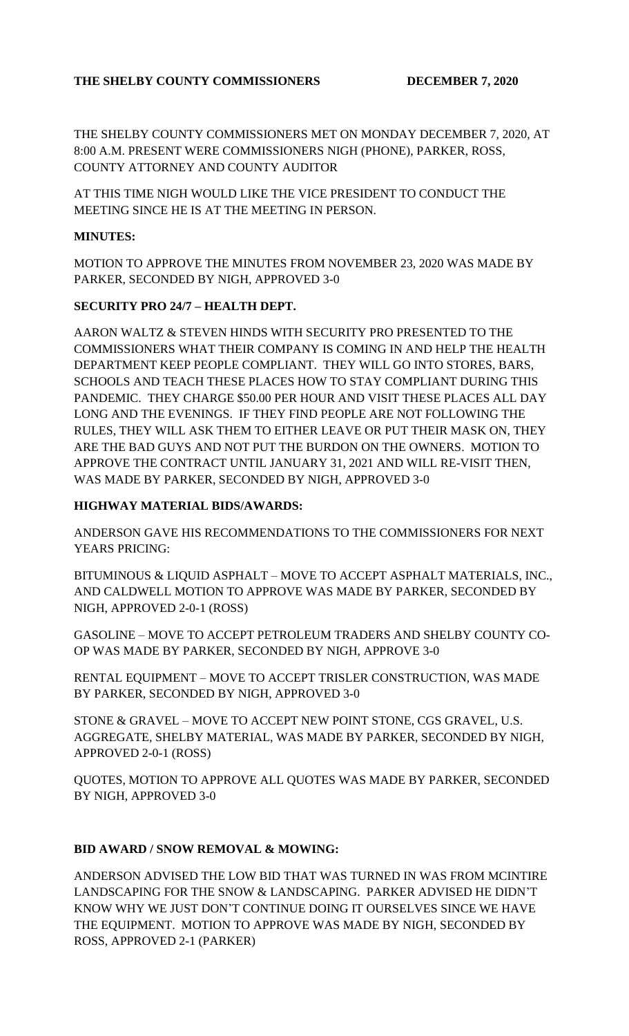**THE SHELBY COUNTY COMMISSIONERS DECEMBER 7, 2020**

THE SHELBY COUNTY COMMISSIONERS MET ON MONDAY DECEMBER 7, 2020, AT 8:00 A.M. PRESENT WERE COMMISSIONERS NIGH (PHONE), PARKER, ROSS, COUNTY ATTORNEY AND COUNTY AUDITOR

AT THIS TIME NIGH WOULD LIKE THE VICE PRESIDENT TO CONDUCT THE MEETING SINCE HE IS AT THE MEETING IN PERSON.

**MINUTES:**

MOTION TO APPROVE THE MINUTES FROM NOVEMBER 23, 2020 WAS MADE BY PARKER, SECONDED BY NIGH, APPROVED 3-0

**SECURITY PRO 24/7 – HEALTH DEPT.**

AARON WALTZ & STEVEN HINDS WITH SECURITY PRO PRESENTED TO THE COMMISSIONERS WHAT THEIR COMPANY IS COMING IN AND HELP THE HEALTH DEPARTMENT KEEP PEOPLE COMPLIANT. THEY WILL GO INTO STORES, BARS, SCHOOLS AND TEACH THESE PLACES HOW TO STAY COMPLIANT DURING THIS PANDEMIC. THEY CHARGE $50.00 PER HOUR AND VISIT THESE PLACES ALL DAY LONG AND THE EVENINGS. IF THEY FIND PEOPLE ARE NOT FOLLOWING THE RULES, THEY WILL ASK THEM TO EITHER LEAVE OR PUT THEIR MASK ON, THEY ARE THE BAD GUYS AND NOT PUT THE BURDON ON THE OWNERS. MOTION TO APPROVE THE CONTRACT UNTIL JANUARY 31, 2021 AND WILL RE-VISIT THEN, WAS MADE BY PARKER, SECONDED BY NIGH, APPROVED 3-0

**HIGHWAY MATERIAL BIDS/AWARDS:**

ANDERSON GAVE HIS RECOMMENDATIONS TO THE COMMISSIONERS FOR NEXT YEARS PRICING:

BITUMINOUS & LIQUID ASPHALT – MOVE TO ACCEPT ASPHALT MATERIALS, INC., AND CALDWELL MOTION TO APPROVE WAS MADE BY PARKER, SECONDED BY NIGH, APPROVED 2-0-1 (ROSS)

GASOLINE – MOVE TO ACCEPT PETROLEUM TRADERS AND SHELBY COUNTY CO-OP WAS MADE BY PARKER, SECONDED BY NIGH, APPROVE 3-0

RENTAL EQUIPMENT – MOVE TO ACCEPT TRISLER CONSTRUCTION, WAS MADE BY PARKER, SECONDED BY NIGH, APPROVED 3-0

STONE & GRAVEL – MOVE TO ACCEPT NEW POINT STONE, CGS GRAVEL, U.S. AGGREGATE, SHELBY MATERIAL, WAS MADE BY PARKER, SECONDED BY NIGH, APPROVED 2-0-1 (ROSS)

QUOTES, MOTION TO APPROVE ALL QUOTES WAS MADE BY PARKER, SECONDED BY NIGH, APPROVED 3-0

**BID AWARD / SNOW REMOVAL & MOWING:**

ANDERSON ADVISED THE LOW BID THAT WAS TURNED IN WAS FROM MCINTIRE LANDSCAPING FOR THE SNOW & LANDSCAPING. PARKER ADVISED HE DIDN'T KNOW WHY WE JUST DON'T CONTINUE DOING IT OURSELVES SINCE WE HAVE THE EQUIPMENT. MOTION TO APPROVE WAS MADE BY NIGH, SECONDED BY ROSS, APPROVED 2-1 (PARKER)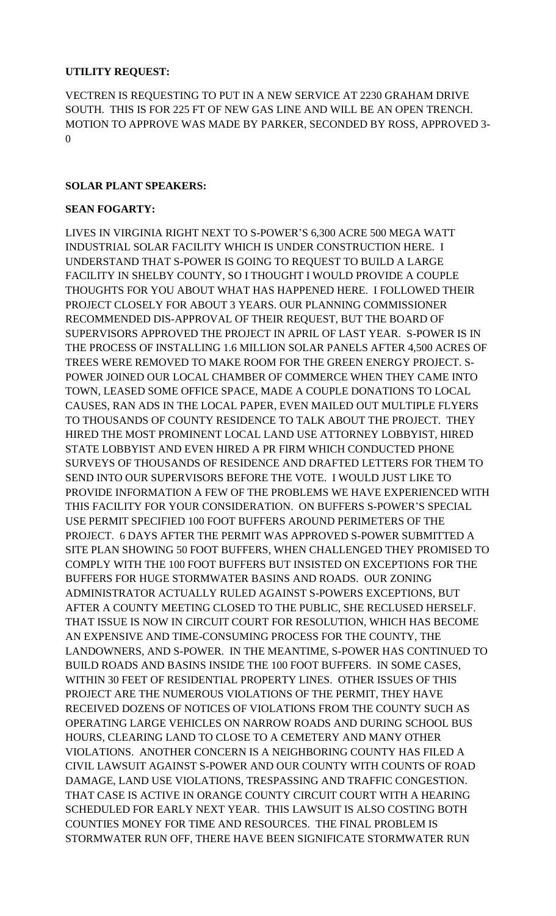**UTILITY REQUEST:**

VECTREN IS REQUESTING TO PUT IN A NEW SERVICE AT 2230 GRAHAM DRIVE SOUTH. THIS IS FOR 225 FT OF NEW GAS LINE AND WILL BE AN OPEN TRENCH. MOTION TO APPROVE WAS MADE BY PARKER, SECONDED BY ROSS, APPROVED 3-0

**SOLAR PLANT SPEAKERS:**

**SEAN FOGARTY:**

LIVES IN VIRGINIA RIGHT NEXT TO S-POWER'S 6,300 ACRE 500 MEGA WATT INDUSTRIAL SOLAR FACILITY WHICH IS UNDER CONSTRUCTION HERE. I UNDERSTAND THAT S-POWER IS GOING TO REQUEST TO BUILD A LARGE FACILITY IN SHELBY COUNTY, SO I THOUGHT I WOULD PROVIDE A COUPLE THOUGHTS FOR YOU ABOUT WHAT HAS HAPPENED HERE. I FOLLOWED THEIR PROJECT CLOSELY FOR ABOUT 3 YEARS. OUR PLANNING COMMISSIONER RECOMMENDED DIS-APPROVAL OF THEIR REQUEST, BUT THE BOARD OF SUPERVISORS APPROVED THE PROJECT IN APRIL OF LAST YEAR. S-POWER IS IN THE PROCESS OF INSTALLING 1.6 MILLION SOLAR PANELS AFTER 4,500 ACRES OF TREES WERE REMOVED TO MAKE ROOM FOR THE GREEN ENERGY PROJECT. S-POWER JOINED OUR LOCAL CHAMBER OF COMMERCE WHEN THEY CAME INTO TOWN, LEASED SOME OFFICE SPACE, MADE A COUPLE DONATIONS TO LOCAL CAUSES, RAN ADS IN THE LOCAL PAPER, EVEN MAILED OUT MULTIPLE FLYERS TO THOUSANDS OF COUNTY RESIDENCE TO TALK ABOUT THE PROJECT. THEY HIRED THE MOST PROMINENT LOCAL LAND USE ATTORNEY LOBBYIST, HIRED STATE LOBBYIST AND EVEN HIRED A PR FIRM WHICH CONDUCTED PHONE SURVEYS OF THOUSANDS OF RESIDENCE AND DRAFTED LETTERS FOR THEM TO SEND INTO OUR SUPERVISORS BEFORE THE VOTE. I WOULD JUST LIKE TO PROVIDE INFORMATION A FEW OF THE PROBLEMS WE HAVE EXPERIENCED WITH THIS FACILITY FOR YOUR CONSIDERATION. ON BUFFERS S-POWER'S SPECIAL USE PERMIT SPECIFIED 100 FOOT BUFFERS AROUND PERIMETERS OF THE PROJECT. 6 DAYS AFTER THE PERMIT WAS APPROVED S-POWER SUBMITTED A SITE PLAN SHOWING 50 FOOT BUFFERS, WHEN CHALLENGED THEY PROMISED TO COMPLY WITH THE 100 FOOT BUFFERS BUT INSISTED ON EXCEPTIONS FOR THE BUFFERS FOR HUGE STORMWATER BASINS AND ROADS. OUR ZONING ADMINISTRATOR ACTUALLY RULED AGAINST S-POWERS EXCEPTIONS, BUT AFTER A COUNTY MEETING CLOSED TO THE PUBLIC, SHE RECLUSED HERSELF. THAT ISSUE IS NOW IN CIRCUIT COURT FOR RESOLUTION, WHICH HAS BECOME AN EXPENSIVE AND TIME-CONSUMING PROCESS FOR THE COUNTY, THE LANDOWNERS, AND S-POWER. IN THE MEANTIME, S-POWER HAS CONTINUED TO BUILD ROADS AND BASINS INSIDE THE 100 FOOT BUFFERS. IN SOME CASES, WITHIN 30 FEET OF RESIDENTIAL PROPERTY LINES. OTHER ISSUES OF THIS PROJECT ARE THE NUMEROUS VIOLATIONS OF THE PERMIT, THEY HAVE RECEIVED DOZENS OF NOTICES OF VIOLATIONS FROM THE COUNTY SUCH AS OPERATING LARGE VEHICLES ON NARROW ROADS AND DURING SCHOOL BUS HOURS, CLEARING LAND TO CLOSE TO A CEMETERY AND MANY OTHER VIOLATIONS. ANOTHER CONCERN IS A NEIGHBORING COUNTY HAS FILED A CIVIL LAWSUIT AGAINST S-POWER AND OUR COUNTY WITH COUNTS OF ROAD DAMAGE, LAND USE VIOLATIONS, TRESPASSING AND TRAFFIC CONGESTION. THAT CASE IS ACTIVE IN ORANGE COUNTY CIRCUIT COURT WITH A HEARING SCHEDULED FOR EARLY NEXT YEAR. THIS LAWSUIT IS ALSO COSTING BOTH COUNTIES MONEY FOR TIME AND RESOURCES. THE FINAL PROBLEM IS STORMWATER RUN OFF, THERE HAVE BEEN SIGNIFICATE STORMWATER RUN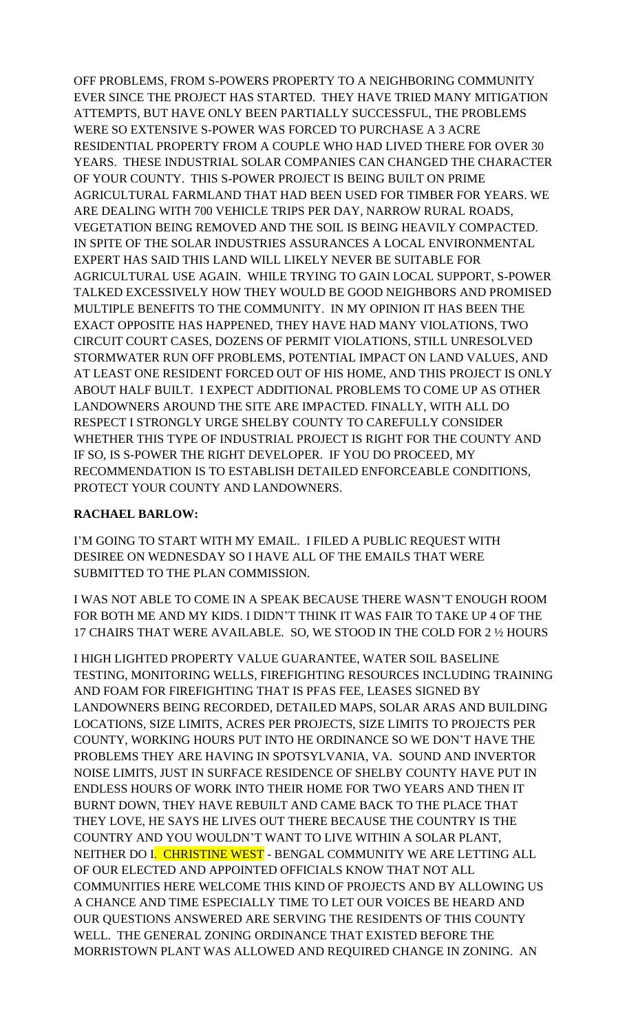OFF PROBLEMS, FROM S-POWERS PROPERTY TO A NEIGHBORING COMMUNITY EVER SINCE THE PROJECT HAS STARTED. THEY HAVE TRIED MANY MITIGATION ATTEMPTS, BUT HAVE ONLY BEEN PARTIALLY SUCCESSFUL, THE PROBLEMS WERE SO EXTENSIVE S-POWER WAS FORCED TO PURCHASE A 3 ACRE RESIDENTIAL PROPERTY FROM A COUPLE WHO HAD LIVED THERE FOR OVER 30 YEARS. THESE INDUSTRIAL SOLAR COMPANIES CAN CHANGED THE CHARACTER OF YOUR COUNTY. THIS S-POWER PROJECT IS BEING BUILT ON PRIME AGRICULTURAL FARMLAND THAT HAD BEEN USED FOR TIMBER FOR YEARS. WE ARE DEALING WITH 700 VEHICLE TRIPS PER DAY, NARROW RURAL ROADS, VEGETATION BEING REMOVED AND THE SOIL IS BEING HEAVILY COMPACTED. IN SPITE OF THE SOLAR INDUSTRIES ASSURANCES A LOCAL ENVIRONMENTAL EXPERT HAS SAID THIS LAND WILL LIKELY NEVER BE SUITABLE FOR AGRICULTURAL USE AGAIN. WHILE TRYING TO GAIN LOCAL SUPPORT, S-POWER TALKED EXCESSIVELY HOW THEY WOULD BE GOOD NEIGHBORS AND PROMISED MULTIPLE BENEFITS TO THE COMMUNITY. IN MY OPINION IT HAS BEEN THE EXACT OPPOSITE HAS HAPPENED, THEY HAVE HAD MANY VIOLATIONS, TWO CIRCUIT COURT CASES, DOZENS OF PERMIT VIOLATIONS, STILL UNRESOLVED STORMWATER RUN OFF PROBLEMS, POTENTIAL IMPACT ON LAND VALUES, AND AT LEAST ONE RESIDENT FORCED OUT OF HIS HOME, AND THIS PROJECT IS ONLY ABOUT HALF BUILT. I EXPECT ADDITIONAL PROBLEMS TO COME UP AS OTHER LANDOWNERS AROUND THE SITE ARE IMPACTED. FINALLY, WITH ALL DO RESPECT I STRONGLY URGE SHELBY COUNTY TO CAREFULLY CONSIDER WHETHER THIS TYPE OF INDUSTRIAL PROJECT IS RIGHT FOR THE COUNTY AND IF SO, IS S-POWER THE RIGHT DEVELOPER. IF YOU DO PROCEED, MY RECOMMENDATION IS TO ESTABLISH DETAILED ENFORCEABLE CONDITIONS, PROTECT YOUR COUNTY AND LANDOWNERS.

**RACHAEL BARLOW:**

I'M GOING TO START WITH MY EMAIL. I FILED A PUBLIC REQUEST WITH DESIREE ON WEDNESDAY SO I HAVE ALL OF THE EMAILS THAT WERE SUBMITTED TO THE PLAN COMMISSION.

I WAS NOT ABLE TO COME IN A SPEAK BECAUSE THERE WASN'T ENOUGH ROOM FOR BOTH ME AND MY KIDS. I DIDN'T THINK IT WAS FAIR TO TAKE UP 4 OF THE 17 CHAIRS THAT WERE AVAILABLE. SO, WE STOOD IN THE COLD FOR 2 ½ HOURS

I HIGH LIGHTED PROPERTY VALUE GUARANTEE, WATER SOIL BASELINE TESTING, MONITORING WELLS, FIREFIGHTING RESOURCES INCLUDING TRAINING AND FOAM FOR FIREFIGHTING THAT IS PFAS FEE, LEASES SIGNED BY LANDOWNERS BEING RECORDED, DETAILED MAPS, SOLAR ARAS AND BUILDING LOCATIONS, SIZE LIMITS, ACRES PER PROJECTS, SIZE LIMITS TO PROJECTS PER COUNTY, WORKING HOURS PUT INTO HE ORDINANCE SO WE DON'T HAVE THE PROBLEMS THEY ARE HAVING IN SPOTSYLVANIA, VA. SOUND AND INVERTOR NOISE LIMITS, JUST IN SURFACE RESIDENCE OF SHELBY COUNTY HAVE PUT IN ENDLESS HOURS OF WORK INTO THEIR HOME FOR TWO YEARS AND THEN IT BURNT DOWN, THEY HAVE REBUILT AND CAME BACK TO THE PLACE THAT THEY LOVE, HE SAYS HE LIVES OUT THERE BECAUSE THE COUNTRY IS THE COUNTRY AND YOU WOULDN'T WANT TO LIVE WITHIN A SOLAR PLANT, NEITHER DO I. CHRISTINE WEST - BENGAL COMMUNITY WE ARE LETTING ALL OF OUR ELECTED AND APPOINTED OFFICIALS KNOW THAT NOT ALL COMMUNITIES HERE WELCOME THIS KIND OF PROJECTS AND BY ALLOWING US A CHANCE AND TIME ESPECIALLY TIME TO LET OUR VOICES BE HEARD AND OUR QUESTIONS ANSWERED ARE SERVING THE RESIDENTS OF THIS COUNTY WELL. THE GENERAL ZONING ORDINANCE THAT EXISTED BEFORE THE MORRISTOWN PLANT WAS ALLOWED AND REQUIRED CHANGE IN ZONING. AN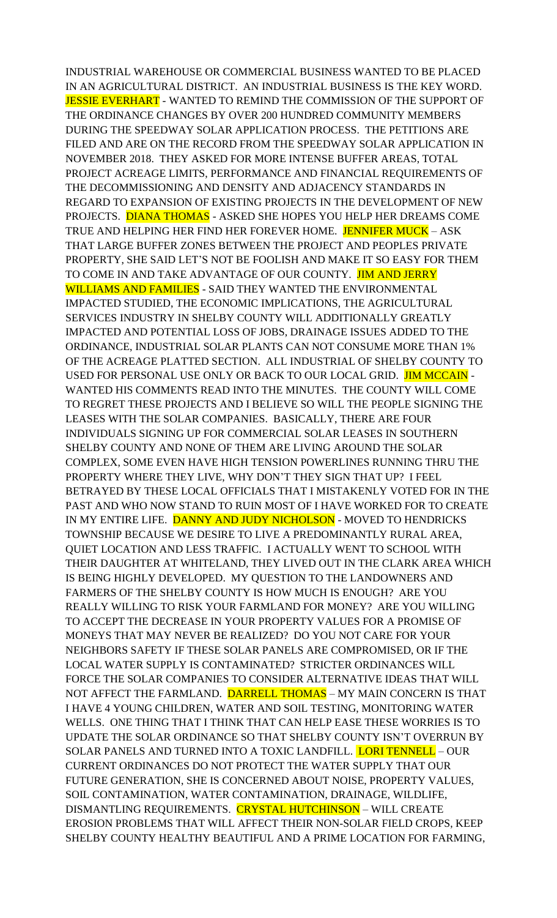INDUSTRIAL WAREHOUSE OR COMMERCIAL BUSINESS WANTED TO BE PLACED IN AN AGRICULTURAL DISTRICT. AN INDUSTRIAL BUSINESS IS THE KEY WORD. **JESSIE EVERHART** - WANTED TO REMIND THE COMMISSION OF THE SUPPORT OF THE ORDINANCE CHANGES BY OVER 200 HUNDRED COMMUNITY MEMBERS DURING THE SPEEDWAY SOLAR APPLICATION PROCESS. THE PETITIONS ARE FILED AND ARE ON THE RECORD FROM THE SPEEDWAY SOLAR APPLICATION IN NOVEMBER 2018. THEY ASKED FOR MORE INTENSE BUFFER AREAS, TOTAL PROJECT ACREAGE LIMITS, PERFORMANCE AND FINANCIAL REQUIREMENTS OF THE DECOMMISSIONING AND DENSITY AND ADJACENCY STANDARDS IN REGARD TO EXPANSION OF EXISTING PROJECTS IN THE DEVELOPMENT OF NEW PROJECTS. **DIANA THOMAS** - ASKED SHE HOPES YOU HELP HER DREAMS COME TRUE AND HELPING HER FIND HER FOREVER HOME. **JENNIFER MUCK** – ASK THAT LARGE BUFFER ZONES BETWEEN THE PROJECT AND PEOPLES PRIVATE PROPERTY, SHE SAID LET'S NOT BE FOOLISH AND MAKE IT SO EASY FOR THEM TO COME IN AND TAKE ADVANTAGE OF OUR COUNTY. **JIM AND JERRY WILLIAMS AND FAMILIES** - SAID THEY WANTED THE ENVIRONMENTAL IMPACTED STUDIED, THE ECONOMIC IMPLICATIONS, THE AGRICULTURAL SERVICES INDUSTRY IN SHELBY COUNTY WILL ADDITIONALLY GREATLY IMPACTED AND POTENTIAL LOSS OF JOBS, DRAINAGE ISSUES ADDED TO THE ORDINANCE, INDUSTRIAL SOLAR PLANTS CAN NOT CONSUME MORE THAN 1% OF THE ACREAGE PLATTED SECTION. ALL INDUSTRIAL OF SHELBY COUNTY TO USED FOR PERSONAL USE ONLY OR BACK TO OUR LOCAL GRID. **JIM MCCAIN** - WANTED HIS COMMENTS READ INTO THE MINUTES. THE COUNTY WILL COME TO REGRET THESE PROJECTS AND I BELIEVE SO WILL THE PEOPLE SIGNING THE LEASES WITH THE SOLAR COMPANIES. BASICALLY, THERE ARE FOUR INDIVIDUALS SIGNING UP FOR COMMERCIAL SOLAR LEASES IN SOUTHERN SHELBY COUNTY AND NONE OF THEM ARE LIVING AROUND THE SOLAR COMPLEX, SOME EVEN HAVE HIGH TENSION POWERLINES RUNNING THRU THE PROPERTY WHERE THEY LIVE, WHY DON'T THEY SIGN THAT UP? I FEEL BETRAYED BY THESE LOCAL OFFICIALS THAT I MISTAKENLY VOTED FOR IN THE PAST AND WHO NOW STAND TO RUIN MOST OF I HAVE WORKED FOR TO CREATE IN MY ENTIRE LIFE. **DANNY AND JUDY NICHOLSON** - MOVED TO HENDRICKS TOWNSHIP BECAUSE WE DESIRE TO LIVE A PREDOMINANTLY RURAL AREA, QUIET LOCATION AND LESS TRAFFIC. I ACTUALLY WENT TO SCHOOL WITH THEIR DAUGHTER AT WHITELAND, THEY LIVED OUT IN THE CLARK AREA WHICH IS BEING HIGHLY DEVELOPED. MY QUESTION TO THE LANDOWNERS AND FARMERS OF THE SHELBY COUNTY IS HOW MUCH IS ENOUGH? ARE YOU REALLY WILLING TO RISK YOUR FARMLAND FOR MONEY? ARE YOU WILLING TO ACCEPT THE DECREASE IN YOUR PROPERTY VALUES FOR A PROMISE OF MONEYS THAT MAY NEVER BE REALIZED? DO YOU NOT CARE FOR YOUR NEIGHBORS SAFETY IF THESE SOLAR PANELS ARE COMPROMISED, OR IF THE LOCAL WATER SUPPLY IS CONTAMINATED? STRICTER ORDINANCES WILL FORCE THE SOLAR COMPANIES TO CONSIDER ALTERNATIVE IDEAS THAT WILL NOT AFFECT THE FARMLAND. **DARRELL THOMAS** – MY MAIN CONCERN IS THAT I HAVE 4 YOUNG CHILDREN, WATER AND SOIL TESTING, MONITORING WATER WELLS. ONE THING THAT I THINK THAT CAN HELP EASE THESE WORRIES IS TO UPDATE THE SOLAR ORDINANCE SO THAT SHELBY COUNTY ISN'T OVERRUN BY SOLAR PANELS AND TURNED INTO A TOXIC LANDFILL. **LORI TENNELL** – OUR CURRENT ORDINANCES DO NOT PROTECT THE WATER SUPPLY THAT OUR FUTURE GENERATION, SHE IS CONCERNED ABOUT NOISE, PROPERTY VALUES, SOIL CONTAMINATION, WATER CONTAMINATION, DRAINAGE, WILDLIFE, DISMANTLING REQUIREMENTS. **CRYSTAL HUTCHINSON** – WILL CREATE EROSION PROBLEMS THAT WILL AFFECT THEIR NON-SOLAR FIELD CROPS, KEEP SHELBY COUNTY HEALTHY BEAUTIFUL AND A PRIME LOCATION FOR FARMING,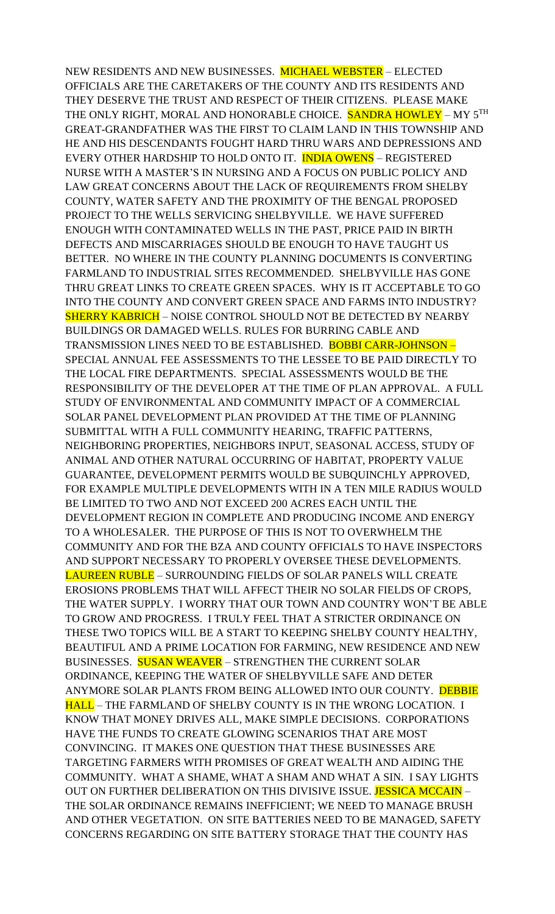NEW RESIDENTS AND NEW BUSINESSES. MICHAEL WEBSTER – ELECTED OFFICIALS ARE THE CARETAKERS OF THE COUNTY AND ITS RESIDENTS AND THEY DESERVE THE TRUST AND RESPECT OF THEIR CITIZENS. PLEASE MAKE THE ONLY RIGHT, MORAL AND HONORABLE CHOICE. SANDRA HOWLEY – MY 5TH GREAT-GRANDFATHER WAS THE FIRST TO CLAIM LAND IN THIS TOWNSHIP AND HE AND HIS DESCENDANTS FOUGHT HARD THRU WARS AND DEPRESSIONS AND EVERY OTHER HARDSHIP TO HOLD ONTO IT. INDIA OWENS – REGISTERED NURSE WITH A MASTER'S IN NURSING AND A FOCUS ON PUBLIC POLICY AND LAW GREAT CONCERNS ABOUT THE LACK OF REQUIREMENTS FROM SHELBY COUNTY, WATER SAFETY AND THE PROXIMITY OF THE BENGAL PROPOSED PROJECT TO THE WELLS SERVICING SHELBYVILLE. WE HAVE SUFFERED ENOUGH WITH CONTAMINATED WELLS IN THE PAST, PRICE PAID IN BIRTH DEFECTS AND MISCARRIAGES SHOULD BE ENOUGH TO HAVE TAUGHT US BETTER. NO WHERE IN THE COUNTY PLANNING DOCUMENTS IS CONVERTING FARMLAND TO INDUSTRIAL SITES RECOMMENDED. SHELBYVILLE HAS GONE THRU GREAT LINKS TO CREATE GREEN SPACES. WHY IS IT ACCEPTABLE TO GO INTO THE COUNTY AND CONVERT GREEN SPACE AND FARMS INTO INDUSTRY? SHERRY KABRICH – NOISE CONTROL SHOULD NOT BE DETECTED BY NEARBY BUILDINGS OR DAMAGED WELLS. RULES FOR BURRING CABLE AND TRANSMISSION LINES NEED TO BE ESTABLISHED. BOBBI CARR-JOHNSON – SPECIAL ANNUAL FEE ASSESSMENTS TO THE LESSEE TO BE PAID DIRECTLY TO THE LOCAL FIRE DEPARTMENTS. SPECIAL ASSESSMENTS WOULD BE THE RESPONSIBILITY OF THE DEVELOPER AT THE TIME OF PLAN APPROVAL. A FULL STUDY OF ENVIRONMENTAL AND COMMUNITY IMPACT OF A COMMERCIAL SOLAR PANEL DEVELOPMENT PLAN PROVIDED AT THE TIME OF PLANNING SUBMITTAL WITH A FULL COMMUNITY HEARING, TRAFFIC PATTERNS, NEIGHBORING PROPERTIES, NEIGHBORS INPUT, SEASONAL ACCESS, STUDY OF ANIMAL AND OTHER NATURAL OCCURRING OF HABITAT, PROPERTY VALUE GUARANTEE, DEVELOPMENT PERMITS WOULD BE SUBQUINCHLY APPROVED, FOR EXAMPLE MULTIPLE DEVELOPMENTS WITH IN A TEN MILE RADIUS WOULD BE LIMITED TO TWO AND NOT EXCEED 200 ACRES EACH UNTIL THE DEVELOPMENT REGION IN COMPLETE AND PRODUCING INCOME AND ENERGY TO A WHOLESALER. THE PURPOSE OF THIS IS NOT TO OVERWHELM THE COMMUNITY AND FOR THE BZA AND COUNTY OFFICIALS TO HAVE INSPECTORS AND SUPPORT NECESSARY TO PROPERLY OVERSEE THESE DEVELOPMENTS. LAUREEN RUBLE – SURROUNDING FIELDS OF SOLAR PANELS WILL CREATE EROSIONS PROBLEMS THAT WILL AFFECT THEIR NO SOLAR FIELDS OF CROPS, THE WATER SUPPLY. I WORRY THAT OUR TOWN AND COUNTRY WON'T BE ABLE TO GROW AND PROGRESS. I TRULY FEEL THAT A STRICTER ORDINANCE ON THESE TWO TOPICS WILL BE A START TO KEEPING SHELBY COUNTY HEALTHY, BEAUTIFUL AND A PRIME LOCATION FOR FARMING, NEW RESIDENCE AND NEW BUSINESSES. SUSAN WEAVER – STRENGTHEN THE CURRENT SOLAR ORDINANCE, KEEPING THE WATER OF SHELBYVILLE SAFE AND DETER ANYMORE SOLAR PLANTS FROM BEING ALLOWED INTO OUR COUNTY. DEBBIE HALL – THE FARMLAND OF SHELBY COUNTY IS IN THE WRONG LOCATION. I KNOW THAT MONEY DRIVES ALL, MAKE SIMPLE DECISIONS. CORPORATIONS HAVE THE FUNDS TO CREATE GLOWING SCENARIOS THAT ARE MOST CONVINCING. IT MAKES ONE QUESTION THAT THESE BUSINESSES ARE TARGETING FARMERS WITH PROMISES OF GREAT WEALTH AND AIDING THE COMMUNITY. WHAT A SHAME, WHAT A SHAM AND WHAT A SIN. I SAY LIGHTS OUT ON FURTHER DELIBERATION ON THIS DIVISIVE ISSUE. JESSICA MCCAIN – THE SOLAR ORDINANCE REMAINS INEFFICIENT; WE NEED TO MANAGE BRUSH AND OTHER VEGETATION. ON SITE BATTERIES NEED TO BE MANAGED, SAFETY CONCERNS REGARDING ON SITE BATTERY STORAGE THAT THE COUNTY HAS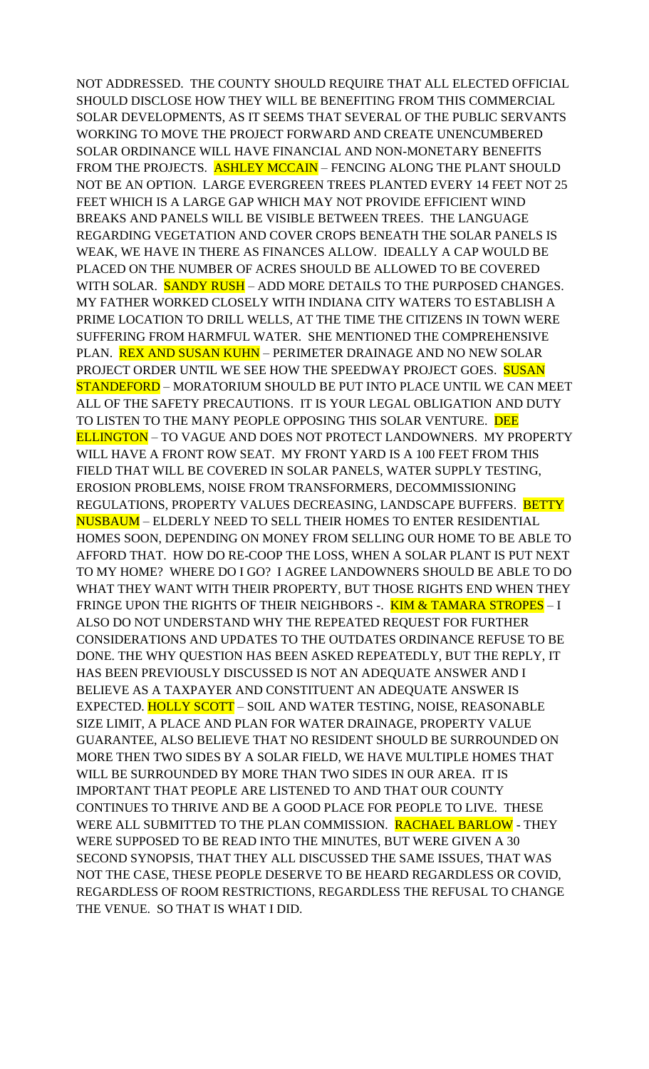NOT ADDRESSED. THE COUNTY SHOULD REQUIRE THAT ALL ELECTED OFFICIAL SHOULD DISCLOSE HOW THEY WILL BE BENEFITING FROM THIS COMMERCIAL SOLAR DEVELOPMENTS, AS IT SEEMS THAT SEVERAL OF THE PUBLIC SERVANTS WORKING TO MOVE THE PROJECT FORWARD AND CREATE UNENCUMBERED SOLAR ORDINANCE WILL HAVE FINANCIAL AND NON-MONETARY BENEFITS FROM THE PROJECTS. ASHLEY MCCAIN – FENCING ALONG THE PLANT SHOULD NOT BE AN OPTION. LARGE EVERGREEN TREES PLANTED EVERY 14 FEET NOT 25 FEET WHICH IS A LARGE GAP WHICH MAY NOT PROVIDE EFFICIENT WIND BREAKS AND PANELS WILL BE VISIBLE BETWEEN TREES. THE LANGUAGE REGARDING VEGETATION AND COVER CROPS BENEATH THE SOLAR PANELS IS WEAK, WE HAVE IN THERE AS FINANCES ALLOW. IDEALLY A CAP WOULD BE PLACED ON THE NUMBER OF ACRES SHOULD BE ALLOWED TO BE COVERED WITH SOLAR. SANDY RUSH – ADD MORE DETAILS TO THE PURPOSED CHANGES. MY FATHER WORKED CLOSELY WITH INDIANA CITY WATERS TO ESTABLISH A PRIME LOCATION TO DRILL WELLS, AT THE TIME THE CITIZENS IN TOWN WERE SUFFERING FROM HARMFUL WATER. SHE MENTIONED THE COMPREHENSIVE PLAN. REX AND SUSAN KUHN – PERIMETER DRAINAGE AND NO NEW SOLAR PROJECT ORDER UNTIL WE SEE HOW THE SPEEDWAY PROJECT GOES. SUSAN STANDEFORD – MORATORIUM SHOULD BE PUT INTO PLACE UNTIL WE CAN MEET ALL OF THE SAFETY PRECAUTIONS. IT IS YOUR LEGAL OBLIGATION AND DUTY TO LISTEN TO THE MANY PEOPLE OPPOSING THIS SOLAR VENTURE. DEE ELLINGTON – TO VAGUE AND DOES NOT PROTECT LANDOWNERS. MY PROPERTY WILL HAVE A FRONT ROW SEAT. MY FRONT YARD IS A 100 FEET FROM THIS FIELD THAT WILL BE COVERED IN SOLAR PANELS, WATER SUPPLY TESTING, EROSION PROBLEMS, NOISE FROM TRANSFORMERS, DECOMMISSIONING REGULATIONS, PROPERTY VALUES DECREASING, LANDSCAPE BUFFERS. BETTY NUSBAUM – ELDERLY NEED TO SELL THEIR HOMES TO ENTER RESIDENTIAL HOMES SOON, DEPENDING ON MONEY FROM SELLING OUR HOME TO BE ABLE TO AFFORD THAT. HOW DO RE-COOP THE LOSS, WHEN A SOLAR PLANT IS PUT NEXT TO MY HOME? WHERE DO I GO? I AGREE LANDOWNERS SHOULD BE ABLE TO DO WHAT THEY WANT WITH THEIR PROPERTY, BUT THOSE RIGHTS END WHEN THEY FRINGE UPON THE RIGHTS OF THEIR NEIGHBORS -. KIM & TAMARA STROPES – I ALSO DO NOT UNDERSTAND WHY THE REPEATED REQUEST FOR FURTHER CONSIDERATIONS AND UPDATES TO THE OUTDATES ORDINANCE REFUSE TO BE DONE. THE WHY QUESTION HAS BEEN ASKED REPEATEDLY, BUT THE REPLY, IT HAS BEEN PREVIOUSLY DISCUSSED IS NOT AN ADEQUATE ANSWER AND I BELIEVE AS A TAXPAYER AND CONSTITUENT AN ADEQUATE ANSWER IS EXPECTED. HOLLY SCOTT – SOIL AND WATER TESTING, NOISE, REASONABLE SIZE LIMIT, A PLACE AND PLAN FOR WATER DRAINAGE, PROPERTY VALUE GUARANTEE, ALSO BELIEVE THAT NO RESIDENT SHOULD BE SURROUNDED ON MORE THEN TWO SIDES BY A SOLAR FIELD, WE HAVE MULTIPLE HOMES THAT WILL BE SURROUNDED BY MORE THAN TWO SIDES IN OUR AREA. IT IS IMPORTANT THAT PEOPLE ARE LISTENED TO AND THAT OUR COUNTY CONTINUES TO THRIVE AND BE A GOOD PLACE FOR PEOPLE TO LIVE. THESE WERE ALL SUBMITTED TO THE PLAN COMMISSION. RACHAEL BARLOW - THEY WERE SUPPOSED TO BE READ INTO THE MINUTES, BUT WERE GIVEN A 30 SECOND SYNOPSIS, THAT THEY ALL DISCUSSED THE SAME ISSUES, THAT WAS NOT THE CASE, THESE PEOPLE DESERVE TO BE HEARD REGARDLESS OR COVID, REGARDLESS OF ROOM RESTRICTIONS, REGARDLESS THE REFUSAL TO CHANGE THE VENUE. SO THAT IS WHAT I DID.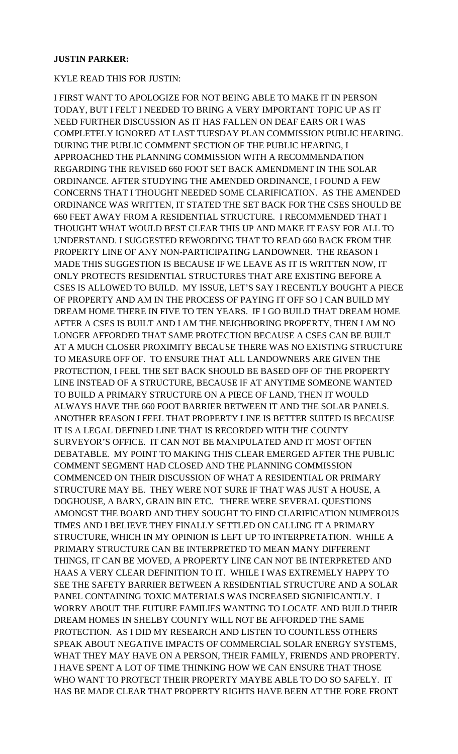**JUSTIN PARKER:**

KYLE READ THIS FOR JUSTIN:

I FIRST WANT TO APOLOGIZE FOR NOT BEING ABLE TO MAKE IT IN PERSON TODAY, BUT I FELT I NEEDED TO BRING A VERY IMPORTANT TOPIC UP AS IT NEED FURTHER DISCUSSION AS IT HAS FALLEN ON DEAF EARS OR I WAS COMPLETELY IGNORED AT LAST TUESDAY PLAN COMMISSION PUBLIC HEARING. DURING THE PUBLIC COMMENT SECTION OF THE PUBLIC HEARING, I APPROACHED THE PLANNING COMMISSION WITH A RECOMMENDATION REGARDING THE REVISED 660 FOOT SET BACK AMENDMENT IN THE SOLAR ORDINANCE. AFTER STUDYING THE AMENDED ORDINANCE, I FOUND A FEW CONCERNS THAT I THOUGHT NEEDED SOME CLARIFICATION. AS THE AMENDED ORDINANCE WAS WRITTEN, IT STATED THE SET BACK FOR THE CSES SHOULD BE 660 FEET AWAY FROM A RESIDENTIAL STRUCTURE. I RECOMMENDED THAT I THOUGHT WHAT WOULD BEST CLEAR THIS UP AND MAKE IT EASY FOR ALL TO UNDERSTAND. I SUGGESTED REWORDING THAT TO READ 660 BACK FROM THE PROPERTY LINE OF ANY NON-PARTICIPATING LANDOWNER. THE REASON I MADE THIS SUGGESTION IS BECAUSE IF WE LEAVE AS IT IS WRITTEN NOW, IT ONLY PROTECTS RESIDENTIAL STRUCTURES THAT ARE EXISTING BEFORE A CSES IS ALLOWED TO BUILD. MY ISSUE, LET'S SAY I RECENTLY BOUGHT A PIECE OF PROPERTY AND AM IN THE PROCESS OF PAYING IT OFF SO I CAN BUILD MY DREAM HOME THERE IN FIVE TO TEN YEARS. IF I GO BUILD THAT DREAM HOME AFTER A CSES IS BUILT AND I AM THE NEIGHBORING PROPERTY, THEN I AM NO LONGER AFFORDED THAT SAME PROTECTION BECAUSE A CSES CAN BE BUILT AT A MUCH CLOSER PROXIMITY BECAUSE THERE WAS NO EXISTING STRUCTURE TO MEASURE OFF OF. TO ENSURE THAT ALL LANDOWNERS ARE GIVEN THE PROTECTION, I FEEL THE SET BACK SHOULD BE BASED OFF OF THE PROPERTY LINE INSTEAD OF A STRUCTURE, BECAUSE IF AT ANYTIME SOMEONE WANTED TO BUILD A PRIMARY STRUCTURE ON A PIECE OF LAND, THEN IT WOULD ALWAYS HAVE THE 660 FOOT BARRIER BETWEEN IT AND THE SOLAR PANELS. ANOTHER REASON I FEEL THAT PROPERTY LINE IS BETTER SUITED IS BECAUSE IT IS A LEGAL DEFINED LINE THAT IS RECORDED WITH THE COUNTY SURVEYOR'S OFFICE. IT CAN NOT BE MANIPULATED AND IT MOST OFTEN DEBATABLE. MY POINT TO MAKING THIS CLEAR EMERGED AFTER THE PUBLIC COMMENT SEGMENT HAD CLOSED AND THE PLANNING COMMISSION COMMENCED ON THEIR DISCUSSION OF WHAT A RESIDENTIAL OR PRIMARY STRUCTURE MAY BE. THEY WERE NOT SURE IF THAT WAS JUST A HOUSE, A DOGHOUSE, A BARN, GRAIN BIN ETC. THERE WERE SEVERAL QUESTIONS AMONGST THE BOARD AND THEY SOUGHT TO FIND CLARIFICATION NUMEROUS TIMES AND I BELIEVE THEY FINALLY SETTLED ON CALLING IT A PRIMARY STRUCTURE, WHICH IN MY OPINION IS LEFT UP TO INTERPRETATION. WHILE A PRIMARY STRUCTURE CAN BE INTERPRETED TO MEAN MANY DIFFERENT THINGS, IT CAN BE MOVED, A PROPERTY LINE CAN NOT BE INTERPRETED AND HAAS A VERY CLEAR DEFINITION TO IT. WHILE I WAS EXTREMELY HAPPY TO SEE THE SAFETY BARRIER BETWEEN A RESIDENTIAL STRUCTURE AND A SOLAR PANEL CONTAINING TOXIC MATERIALS WAS INCREASED SIGNIFICANTLY. I WORRY ABOUT THE FUTURE FAMILIES WANTING TO LOCATE AND BUILD THEIR DREAM HOMES IN SHELBY COUNTY WILL NOT BE AFFORDED THE SAME PROTECTION. AS I DID MY RESEARCH AND LISTEN TO COUNTLESS OTHERS SPEAK ABOUT NEGATIVE IMPACTS OF COMMERCIAL SOLAR ENERGY SYSTEMS, WHAT THEY MAY HAVE ON A PERSON, THEIR FAMILY, FRIENDS AND PROPERTY. I HAVE SPENT A LOT OF TIME THINKING HOW WE CAN ENSURE THAT THOSE WHO WANT TO PROTECT THEIR PROPERTY MAYBE ABLE TO DO SO SAFELY. IT HAS BE MADE CLEAR THAT PROPERTY RIGHTS HAVE BEEN AT THE FORE FRONT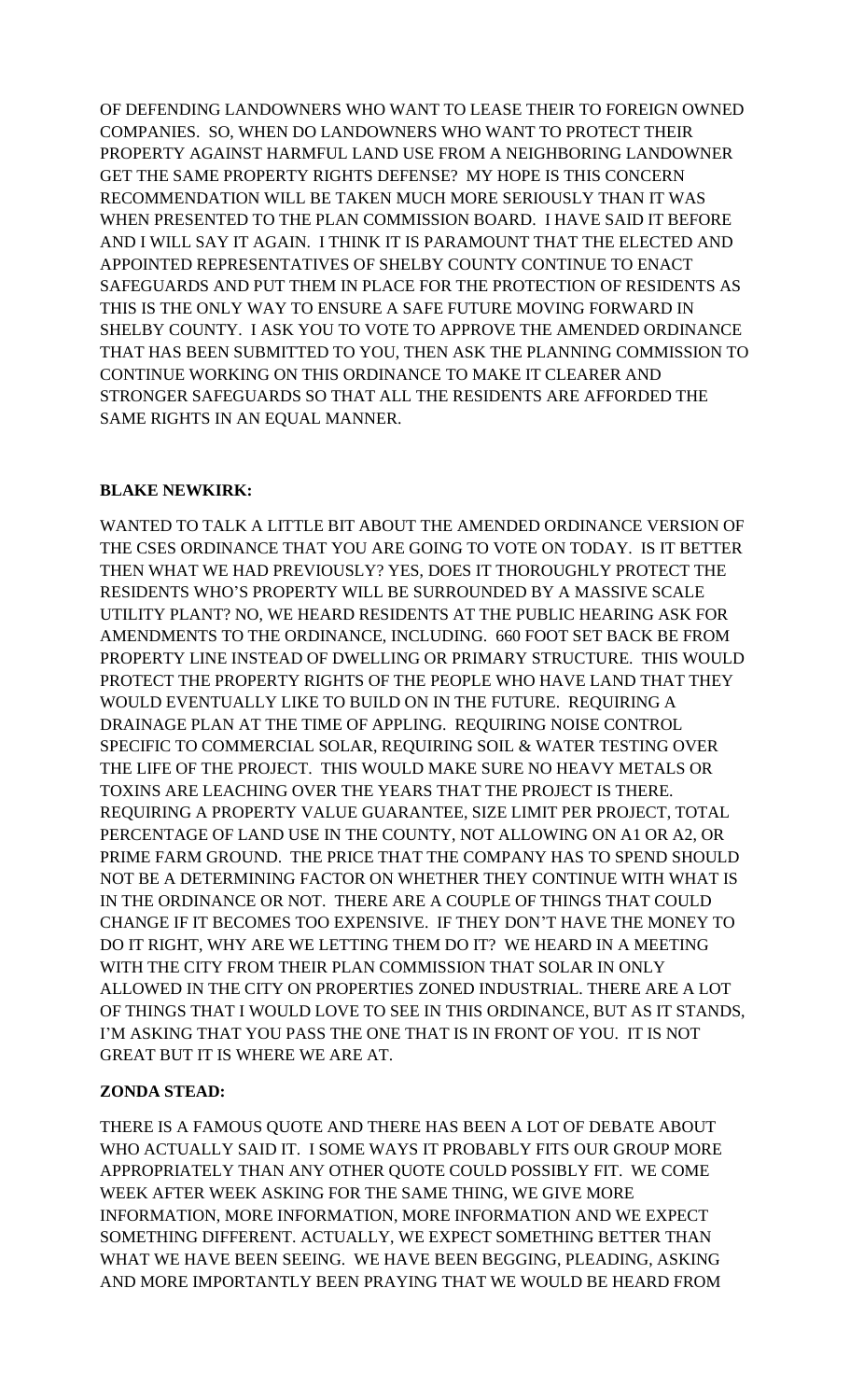OF DEFENDING LANDOWNERS WHO WANT TO LEASE THEIR TO FOREIGN OWNED COMPANIES. SO, WHEN DO LANDOWNERS WHO WANT TO PROTECT THEIR PROPERTY AGAINST HARMFUL LAND USE FROM A NEIGHBORING LANDOWNER GET THE SAME PROPERTY RIGHTS DEFENSE? MY HOPE IS THIS CONCERN RECOMMENDATION WILL BE TAKEN MUCH MORE SERIOUSLY THAN IT WAS WHEN PRESENTED TO THE PLAN COMMISSION BOARD. I HAVE SAID IT BEFORE AND I WILL SAY IT AGAIN. I THINK IT IS PARAMOUNT THAT THE ELECTED AND APPOINTED REPRESENTATIVES OF SHELBY COUNTY CONTINUE TO ENACT SAFEGUARDS AND PUT THEM IN PLACE FOR THE PROTECTION OF RESIDENTS AS THIS IS THE ONLY WAY TO ENSURE A SAFE FUTURE MOVING FORWARD IN SHELBY COUNTY. I ASK YOU TO VOTE TO APPROVE THE AMENDED ORDINANCE THAT HAS BEEN SUBMITTED TO YOU, THEN ASK THE PLANNING COMMISSION TO CONTINUE WORKING ON THIS ORDINANCE TO MAKE IT CLEARER AND STRONGER SAFEGUARDS SO THAT ALL THE RESIDENTS ARE AFFORDED THE SAME RIGHTS IN AN EQUAL MANNER.

**BLAKE NEWKIRK:**

WANTED TO TALK A LITTLE BIT ABOUT THE AMENDED ORDINANCE VERSION OF THE CSES ORDINANCE THAT YOU ARE GOING TO VOTE ON TODAY. IS IT BETTER THEN WHAT WE HAD PREVIOUSLY? YES, DOES IT THOROUGHLY PROTECT THE RESIDENTS WHO'S PROPERTY WILL BE SURROUNDED BY A MASSIVE SCALE UTILITY PLANT? NO, WE HEARD RESIDENTS AT THE PUBLIC HEARING ASK FOR AMENDMENTS TO THE ORDINANCE, INCLUDING. 660 FOOT SET BACK BE FROM PROPERTY LINE INSTEAD OF DWELLING OR PRIMARY STRUCTURE. THIS WOULD PROTECT THE PROPERTY RIGHTS OF THE PEOPLE WHO HAVE LAND THAT THEY WOULD EVENTUALLY LIKE TO BUILD ON IN THE FUTURE. REQUIRING A DRAINAGE PLAN AT THE TIME OF APPLING. REQUIRING NOISE CONTROL SPECIFIC TO COMMERCIAL SOLAR, REQUIRING SOIL & WATER TESTING OVER THE LIFE OF THE PROJECT. THIS WOULD MAKE SURE NO HEAVY METALS OR TOXINS ARE LEACHING OVER THE YEARS THAT THE PROJECT IS THERE. REQUIRING A PROPERTY VALUE GUARANTEE, SIZE LIMIT PER PROJECT, TOTAL PERCENTAGE OF LAND USE IN THE COUNTY, NOT ALLOWING ON A1 OR A2, OR PRIME FARM GROUND. THE PRICE THAT THE COMPANY HAS TO SPEND SHOULD NOT BE A DETERMINING FACTOR ON WHETHER THEY CONTINUE WITH WHAT IS IN THE ORDINANCE OR NOT. THERE ARE A COUPLE OF THINGS THAT COULD CHANGE IF IT BECOMES TOO EXPENSIVE. IF THEY DON'T HAVE THE MONEY TO DO IT RIGHT, WHY ARE WE LETTING THEM DO IT? WE HEARD IN A MEETING WITH THE CITY FROM THEIR PLAN COMMISSION THAT SOLAR IN ONLY ALLOWED IN THE CITY ON PROPERTIES ZONED INDUSTRIAL. THERE ARE A LOT OF THINGS THAT I WOULD LOVE TO SEE IN THIS ORDINANCE, BUT AS IT STANDS, I'M ASKING THAT YOU PASS THE ONE THAT IS IN FRONT OF YOU. IT IS NOT GREAT BUT IT IS WHERE WE ARE AT.

**ZONDA STEAD:**

THERE IS A FAMOUS QUOTE AND THERE HAS BEEN A LOT OF DEBATE ABOUT WHO ACTUALLY SAID IT. I SOME WAYS IT PROBABLY FITS OUR GROUP MORE APPROPRIATELY THAN ANY OTHER QUOTE COULD POSSIBLY FIT. WE COME WEEK AFTER WEEK ASKING FOR THE SAME THING, WE GIVE MORE INFORMATION, MORE INFORMATION, MORE INFORMATION AND WE EXPECT SOMETHING DIFFERENT. ACTUALLY, WE EXPECT SOMETHING BETTER THAN WHAT WE HAVE BEEN SEEING. WE HAVE BEEN BEGGING, PLEADING, ASKING AND MORE IMPORTANTLY BEEN PRAYING THAT WE WOULD BE HEARD FROM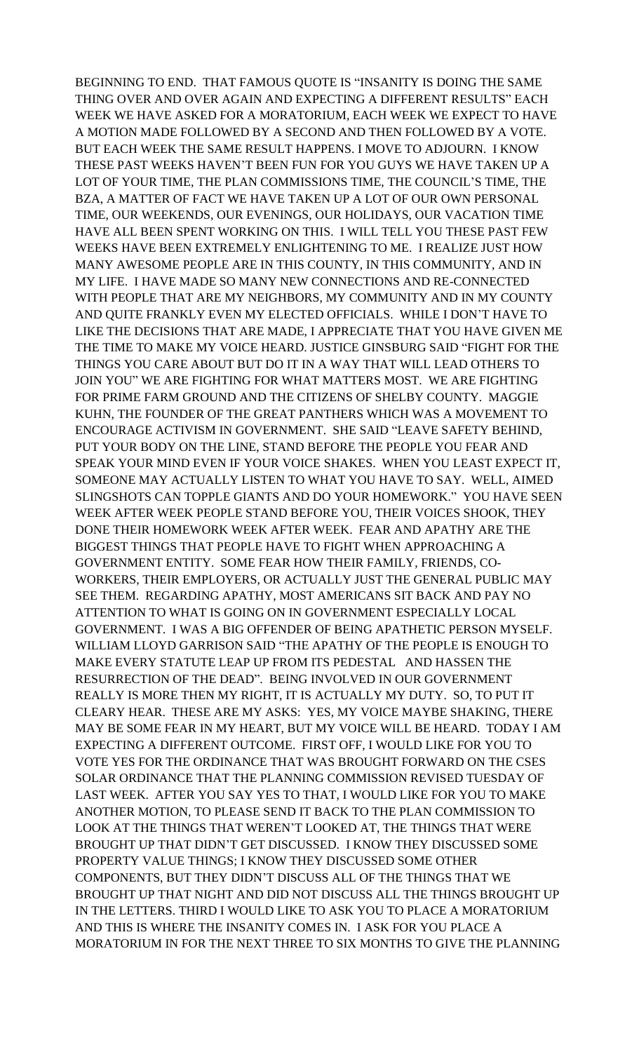BEGINNING TO END. THAT FAMOUS QUOTE IS "INSANITY IS DOING THE SAME THING OVER AND OVER AGAIN AND EXPECTING A DIFFERENT RESULTS" EACH WEEK WE HAVE ASKED FOR A MORATORIUM, EACH WEEK WE EXPECT TO HAVE A MOTION MADE FOLLOWED BY A SECOND AND THEN FOLLOWED BY A VOTE. BUT EACH WEEK THE SAME RESULT HAPPENS. I MOVE TO ADJOURN. I KNOW THESE PAST WEEKS HAVEN'T BEEN FUN FOR YOU GUYS WE HAVE TAKEN UP A LOT OF YOUR TIME, THE PLAN COMMISSIONS TIME, THE COUNCIL'S TIME, THE BZA, A MATTER OF FACT WE HAVE TAKEN UP A LOT OF OUR OWN PERSONAL TIME, OUR WEEKENDS, OUR EVENINGS, OUR HOLIDAYS, OUR VACATION TIME HAVE ALL BEEN SPENT WORKING ON THIS. I WILL TELL YOU THESE PAST FEW WEEKS HAVE BEEN EXTREMELY ENLIGHTENING TO ME. I REALIZE JUST HOW MANY AWESOME PEOPLE ARE IN THIS COUNTY, IN THIS COMMUNITY, AND IN MY LIFE. I HAVE MADE SO MANY NEW CONNECTIONS AND RE-CONNECTED WITH PEOPLE THAT ARE MY NEIGHBORS, MY COMMUNITY AND IN MY COUNTY AND QUITE FRANKLY EVEN MY ELECTED OFFICIALS. WHILE I DON'T HAVE TO LIKE THE DECISIONS THAT ARE MADE, I APPRECIATE THAT YOU HAVE GIVEN ME THE TIME TO MAKE MY VOICE HEARD. JUSTICE GINSBURG SAID "FIGHT FOR THE THINGS YOU CARE ABOUT BUT DO IT IN A WAY THAT WILL LEAD OTHERS TO JOIN YOU" WE ARE FIGHTING FOR WHAT MATTERS MOST. WE ARE FIGHTING FOR PRIME FARM GROUND AND THE CITIZENS OF SHELBY COUNTY. MAGGIE KUHN, THE FOUNDER OF THE GREAT PANTHERS WHICH WAS A MOVEMENT TO ENCOURAGE ACTIVISM IN GOVERNMENT. SHE SAID "LEAVE SAFETY BEHIND, PUT YOUR BODY ON THE LINE, STAND BEFORE THE PEOPLE YOU FEAR AND SPEAK YOUR MIND EVEN IF YOUR VOICE SHAKES. WHEN YOU LEAST EXPECT IT, SOMEONE MAY ACTUALLY LISTEN TO WHAT YOU HAVE TO SAY. WELL, AIMED SLINGSHOTS CAN TOPPLE GIANTS AND DO YOUR HOMEWORK." YOU HAVE SEEN WEEK AFTER WEEK PEOPLE STAND BEFORE YOU, THEIR VOICES SHOOK, THEY DONE THEIR HOMEWORK WEEK AFTER WEEK. FEAR AND APATHY ARE THE BIGGEST THINGS THAT PEOPLE HAVE TO FIGHT WHEN APPROACHING A GOVERNMENT ENTITY. SOME FEAR HOW THEIR FAMILY, FRIENDS, CO-WORKERS, THEIR EMPLOYERS, OR ACTUALLY JUST THE GENERAL PUBLIC MAY SEE THEM. REGARDING APATHY, MOST AMERICANS SIT BACK AND PAY NO ATTENTION TO WHAT IS GOING ON IN GOVERNMENT ESPECIALLY LOCAL GOVERNMENT. I WAS A BIG OFFENDER OF BEING APATHETIC PERSON MYSELF. WILLIAM LLOYD GARRISON SAID "THE APATHY OF THE PEOPLE IS ENOUGH TO MAKE EVERY STATUTE LEAP UP FROM ITS PEDESTAL AND HASSEN THE RESURRECTION OF THE DEAD". BEING INVOLVED IN OUR GOVERNMENT REALLY IS MORE THEN MY RIGHT, IT IS ACTUALLY MY DUTY. SO, TO PUT IT CLEARY HEAR. THESE ARE MY ASKS: YES, MY VOICE MAYBE SHAKING, THERE MAY BE SOME FEAR IN MY HEART, BUT MY VOICE WILL BE HEARD. TODAY I AM EXPECTING A DIFFERENT OUTCOME. FIRST OFF, I WOULD LIKE FOR YOU TO VOTE YES FOR THE ORDINANCE THAT WAS BROUGHT FORWARD ON THE CSES SOLAR ORDINANCE THAT THE PLANNING COMMISSION REVISED TUESDAY OF LAST WEEK. AFTER YOU SAY YES TO THAT, I WOULD LIKE FOR YOU TO MAKE ANOTHER MOTION, TO PLEASE SEND IT BACK TO THE PLAN COMMISSION TO LOOK AT THE THINGS THAT WEREN'T LOOKED AT, THE THINGS THAT WERE BROUGHT UP THAT DIDN'T GET DISCUSSED. I KNOW THEY DISCUSSED SOME PROPERTY VALUE THINGS; I KNOW THEY DISCUSSED SOME OTHER COMPONENTS, BUT THEY DIDN'T DISCUSS ALL OF THE THINGS THAT WE BROUGHT UP THAT NIGHT AND DID NOT DISCUSS ALL THE THINGS BROUGHT UP IN THE LETTERS. THIRD I WOULD LIKE TO ASK YOU TO PLACE A MORATORIUM AND THIS IS WHERE THE INSANITY COMES IN. I ASK FOR YOU PLACE A MORATORIUM IN FOR THE NEXT THREE TO SIX MONTHS TO GIVE THE PLANNING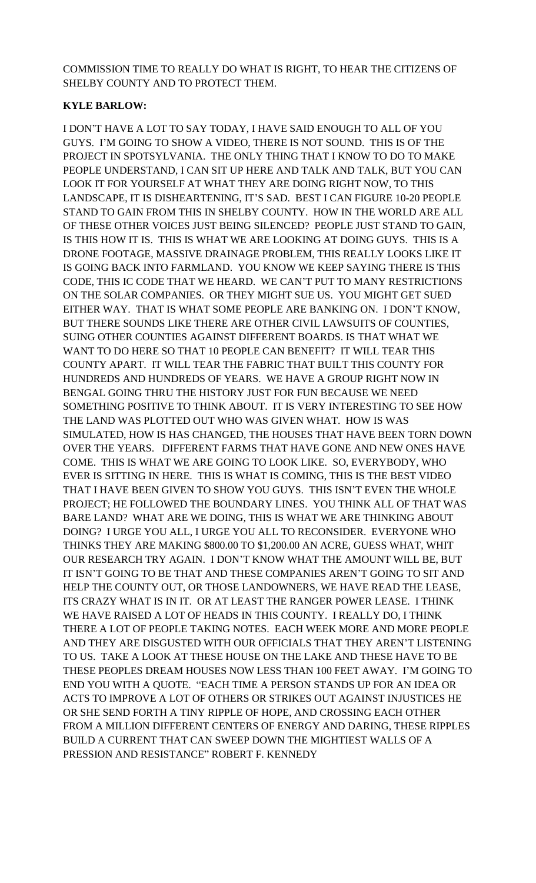COMMISSION TIME TO REALLY DO WHAT IS RIGHT, TO HEAR THE CITIZENS OF SHELBY COUNTY AND TO PROTECT THEM.

**KYLE BARLOW:**

I DON'T HAVE A LOT TO SAY TODAY, I HAVE SAID ENOUGH TO ALL OF YOU GUYS. I'M GOING TO SHOW A VIDEO, THERE IS NOT SOUND. THIS IS OF THE PROJECT IN SPOTSYLVANIA. THE ONLY THING THAT I KNOW TO DO TO MAKE PEOPLE UNDERSTAND, I CAN SIT UP HERE AND TALK AND TALK, BUT YOU CAN LOOK IT FOR YOURSELF AT WHAT THEY ARE DOING RIGHT NOW, TO THIS LANDSCAPE, IT IS DISHEARTENING, IT'S SAD. BEST I CAN FIGURE 10-20 PEOPLE STAND TO GAIN FROM THIS IN SHELBY COUNTY. HOW IN THE WORLD ARE ALL OF THESE OTHER VOICES JUST BEING SILENCED? PEOPLE JUST STAND TO GAIN, IS THIS HOW IT IS. THIS IS WHAT WE ARE LOOKING AT DOING GUYS. THIS IS A DRONE FOOTAGE, MASSIVE DRAINAGE PROBLEM, THIS REALLY LOOKS LIKE IT IS GOING BACK INTO FARMLAND. YOU KNOW WE KEEP SAYING THERE IS THIS CODE, THIS IC CODE THAT WE HEARD. WE CAN'T PUT TO MANY RESTRICTIONS ON THE SOLAR COMPANIES. OR THEY MIGHT SUE US. YOU MIGHT GET SUED EITHER WAY. THAT IS WHAT SOME PEOPLE ARE BANKING ON. I DON'T KNOW, BUT THERE SOUNDS LIKE THERE ARE OTHER CIVIL LAWSUITS OF COUNTIES, SUING OTHER COUNTIES AGAINST DIFFERENT BOARDS. IS THAT WHAT WE WANT TO DO HERE SO THAT 10 PEOPLE CAN BENEFIT? IT WILL TEAR THIS COUNTY APART. IT WILL TEAR THE FABRIC THAT BUILT THIS COUNTY FOR HUNDREDS AND HUNDREDS OF YEARS. WE HAVE A GROUP RIGHT NOW IN BENGAL GOING THRU THE HISTORY JUST FOR FUN BECAUSE WE NEED SOMETHING POSITIVE TO THINK ABOUT. IT IS VERY INTERESTING TO SEE HOW THE LAND WAS PLOTTED OUT WHO WAS GIVEN WHAT. HOW IS WAS SIMULATED, HOW IS HAS CHANGED, THE HOUSES THAT HAVE BEEN TORN DOWN OVER THE YEARS. DIFFERENT FARMS THAT HAVE GONE AND NEW ONES HAVE COME. THIS IS WHAT WE ARE GOING TO LOOK LIKE. SO, EVERYBODY, WHO EVER IS SITTING IN HERE. THIS IS WHAT IS COMING, THIS IS THE BEST VIDEO THAT I HAVE BEEN GIVEN TO SHOW YOU GUYS. THIS ISN'T EVEN THE WHOLE PROJECT; HE FOLLOWED THE BOUNDARY LINES. YOU THINK ALL OF THAT WAS BARE LAND? WHAT ARE WE DOING, THIS IS WHAT WE ARE THINKING ABOUT DOING? I URGE YOU ALL, I URGE YOU ALL TO RECONSIDER. EVERYONE WHO THINKS THEY ARE MAKING $800.00 TO $1,200.00 AN ACRE, GUESS WHAT, WHIT OUR RESEARCH TRY AGAIN. I DON'T KNOW WHAT THE AMOUNT WILL BE, BUT IT ISN'T GOING TO BE THAT AND THESE COMPANIES AREN'T GOING TO SIT AND HELP THE COUNTY OUT, OR THOSE LANDOWNERS, WE HAVE READ THE LEASE, ITS CRAZY WHAT IS IN IT. OR AT LEAST THE RANGER POWER LEASE. I THINK WE HAVE RAISED A LOT OF HEADS IN THIS COUNTY. I REALLY DO, I THINK THERE A LOT OF PEOPLE TAKING NOTES. EACH WEEK MORE AND MORE PEOPLE AND THEY ARE DISGUSTED WITH OUR OFFICIALS THAT THEY AREN'T LISTENING TO US. TAKE A LOOK AT THESE HOUSE ON THE LAKE AND THESE HAVE TO BE THESE PEOPLES DREAM HOUSES NOW LESS THAN 100 FEET AWAY. I'M GOING TO END YOU WITH A QUOTE. "EACH TIME A PERSON STANDS UP FOR AN IDEA OR ACTS TO IMPROVE A LOT OF OTHERS OR STRIKES OUT AGAINST INJUSTICES HE OR SHE SEND FORTH A TINY RIPPLE OF HOPE, AND CROSSING EACH OTHER FROM A MILLION DIFFERENT CENTERS OF ENERGY AND DARING, THESE RIPPLES BUILD A CURRENT THAT CAN SWEEP DOWN THE MIGHTIEST WALLS OF A PRESSION AND RESISTANCE" ROBERT F. KENNEDY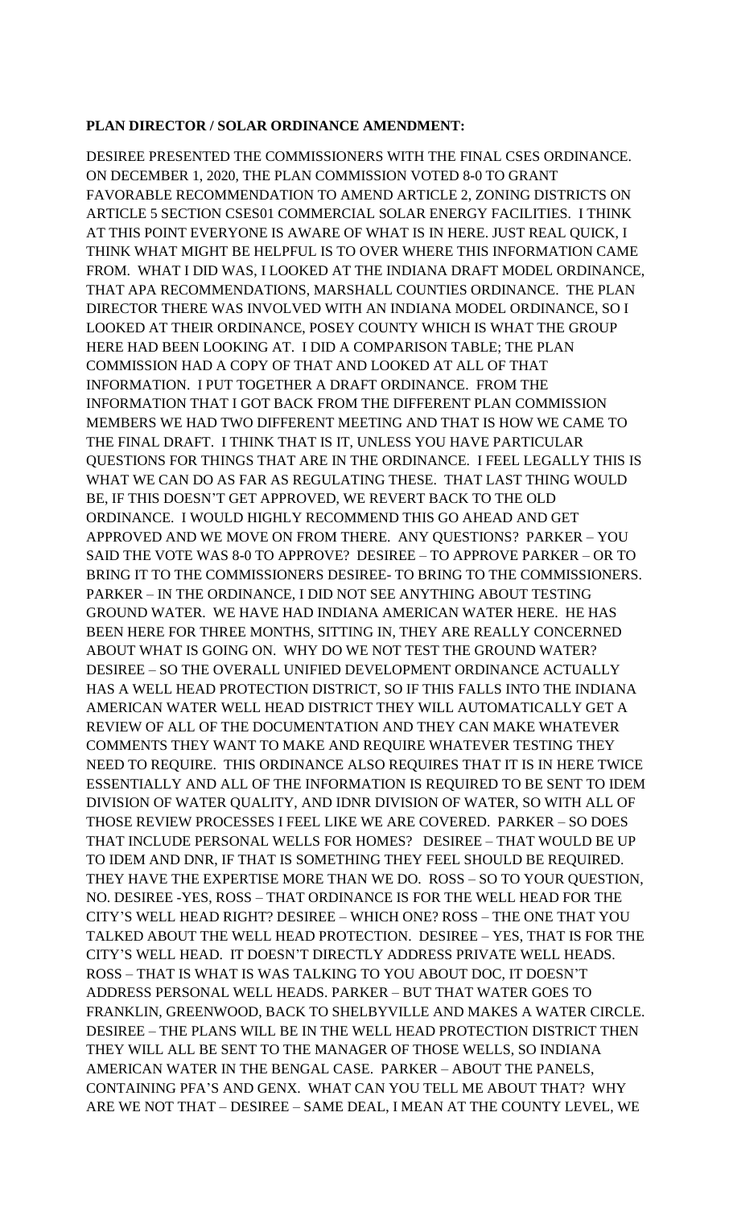**PLAN DIRECTOR / SOLAR ORDINANCE AMENDMENT:**

DESIREE PRESENTED THE COMMISSIONERS WITH THE FINAL CSES ORDINANCE. ON DECEMBER 1, 2020, THE PLAN COMMISSION VOTED 8-0 TO GRANT FAVORABLE RECOMMENDATION TO AMEND ARTICLE 2, ZONING DISTRICTS ON ARTICLE 5 SECTION CSES01 COMMERCIAL SOLAR ENERGY FACILITIES. I THINK AT THIS POINT EVERYONE IS AWARE OF WHAT IS IN HERE. JUST REAL QUICK, I THINK WHAT MIGHT BE HELPFUL IS TO OVER WHERE THIS INFORMATION CAME FROM. WHAT I DID WAS, I LOOKED AT THE INDIANA DRAFT MODEL ORDINANCE, THAT APA RECOMMENDATIONS, MARSHALL COUNTIES ORDINANCE. THE PLAN DIRECTOR THERE WAS INVOLVED WITH AN INDIANA MODEL ORDINANCE, SO I LOOKED AT THEIR ORDINANCE, POSEY COUNTY WHICH IS WHAT THE GROUP HERE HAD BEEN LOOKING AT. I DID A COMPARISON TABLE; THE PLAN COMMISSION HAD A COPY OF THAT AND LOOKED AT ALL OF THAT INFORMATION. I PUT TOGETHER A DRAFT ORDINANCE. FROM THE INFORMATION THAT I GOT BACK FROM THE DIFFERENT PLAN COMMISSION MEMBERS WE HAD TWO DIFFERENT MEETING AND THAT IS HOW WE CAME TO THE FINAL DRAFT. I THINK THAT IS IT, UNLESS YOU HAVE PARTICULAR QUESTIONS FOR THINGS THAT ARE IN THE ORDINANCE. I FEEL LEGALLY THIS IS WHAT WE CAN DO AS FAR AS REGULATING THESE. THAT LAST THING WOULD BE, IF THIS DOESN'T GET APPROVED, WE REVERT BACK TO THE OLD ORDINANCE. I WOULD HIGHLY RECOMMEND THIS GO AHEAD AND GET APPROVED AND WE MOVE ON FROM THERE. ANY QUESTIONS? PARKER – YOU SAID THE VOTE WAS 8-0 TO APPROVE? DESIREE – TO APPROVE PARKER – OR TO BRING IT TO THE COMMISSIONERS DESIREE- TO BRING TO THE COMMISSIONERS. PARKER – IN THE ORDINANCE, I DID NOT SEE ANYTHING ABOUT TESTING GROUND WATER. WE HAVE HAD INDIANA AMERICAN WATER HERE. HE HAS BEEN HERE FOR THREE MONTHS, SITTING IN, THEY ARE REALLY CONCERNED ABOUT WHAT IS GOING ON. WHY DO WE NOT TEST THE GROUND WATER? DESIREE – SO THE OVERALL UNIFIED DEVELOPMENT ORDINANCE ACTUALLY HAS A WELL HEAD PROTECTION DISTRICT, SO IF THIS FALLS INTO THE INDIANA AMERICAN WATER WELL HEAD DISTRICT THEY WILL AUTOMATICALLY GET A REVIEW OF ALL OF THE DOCUMENTATION AND THEY CAN MAKE WHATEVER COMMENTS THEY WANT TO MAKE AND REQUIRE WHATEVER TESTING THEY NEED TO REQUIRE. THIS ORDINANCE ALSO REQUIRES THAT IT IS IN HERE TWICE ESSENTIALLY AND ALL OF THE INFORMATION IS REQUIRED TO BE SENT TO IDEM DIVISION OF WATER QUALITY, AND IDNR DIVISION OF WATER, SO WITH ALL OF THOSE REVIEW PROCESSES I FEEL LIKE WE ARE COVERED. PARKER – SO DOES THAT INCLUDE PERSONAL WELLS FOR HOMES? DESIREE – THAT WOULD BE UP TO IDEM AND DNR, IF THAT IS SOMETHING THEY FEEL SHOULD BE REQUIRED. THEY HAVE THE EXPERTISE MORE THAN WE DO. ROSS – SO TO YOUR QUESTION, NO. DESIREE -YES, ROSS – THAT ORDINANCE IS FOR THE WELL HEAD FOR THE CITY'S WELL HEAD RIGHT? DESIREE – WHICH ONE? ROSS – THE ONE THAT YOU TALKED ABOUT THE WELL HEAD PROTECTION. DESIREE – YES, THAT IS FOR THE CITY'S WELL HEAD. IT DOESN'T DIRECTLY ADDRESS PRIVATE WELL HEADS. ROSS – THAT IS WHAT IS WAS TALKING TO YOU ABOUT DOC, IT DOESN'T ADDRESS PERSONAL WELL HEADS. PARKER – BUT THAT WATER GOES TO FRANKLIN, GREENWOOD, BACK TO SHELBYVILLE AND MAKES A WATER CIRCLE. DESIREE – THE PLANS WILL BE IN THE WELL HEAD PROTECTION DISTRICT THEN THEY WILL ALL BE SENT TO THE MANAGER OF THOSE WELLS, SO INDIANA AMERICAN WATER IN THE BENGAL CASE. PARKER – ABOUT THE PANELS, CONTAINING PFA'S AND GENX. WHAT CAN YOU TELL ME ABOUT THAT? WHY ARE WE NOT THAT – DESIREE – SAME DEAL, I MEAN AT THE COUNTY LEVEL, WE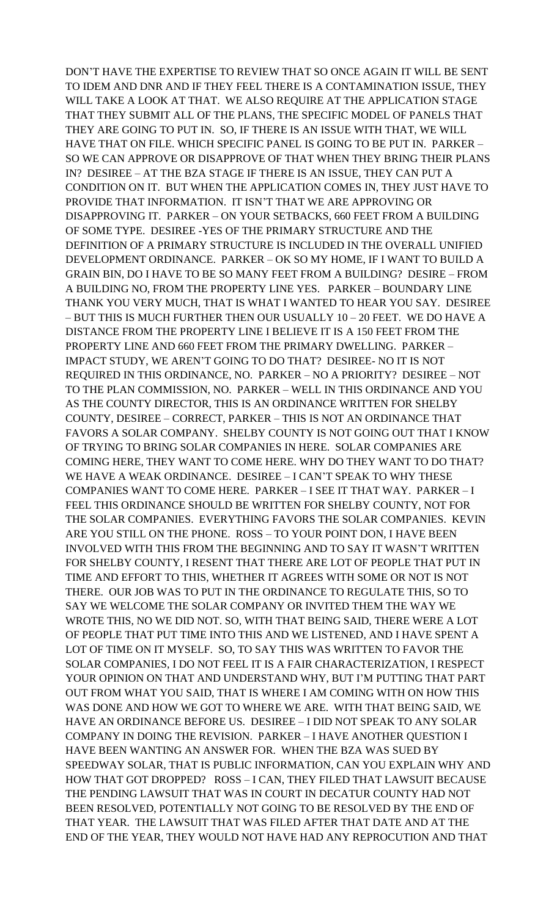DON'T HAVE THE EXPERTISE TO REVIEW THAT SO ONCE AGAIN IT WILL BE SENT TO IDEM AND DNR AND IF THEY FEEL THERE IS A CONTAMINATION ISSUE, THEY WILL TAKE A LOOK AT THAT. WE ALSO REQUIRE AT THE APPLICATION STAGE THAT THEY SUBMIT ALL OF THE PLANS, THE SPECIFIC MODEL OF PANELS THAT THEY ARE GOING TO PUT IN. SO, IF THERE IS AN ISSUE WITH THAT, WE WILL HAVE THAT ON FILE. WHICH SPECIFIC PANEL IS GOING TO BE PUT IN. PARKER – SO WE CAN APPROVE OR DISAPPROVE OF THAT WHEN THEY BRING THEIR PLANS IN? DESIREE – AT THE BZA STAGE IF THERE IS AN ISSUE, THEY CAN PUT A CONDITION ON IT. BUT WHEN THE APPLICATION COMES IN, THEY JUST HAVE TO PROVIDE THAT INFORMATION. IT ISN'T THAT WE ARE APPROVING OR DISAPPROVING IT. PARKER – ON YOUR SETBACKS, 660 FEET FROM A BUILDING OF SOME TYPE. DESIREE -YES OF THE PRIMARY STRUCTURE AND THE DEFINITION OF A PRIMARY STRUCTURE IS INCLUDED IN THE OVERALL UNIFIED DEVELOPMENT ORDINANCE. PARKER – OK SO MY HOME, IF I WANT TO BUILD A GRAIN BIN, DO I HAVE TO BE SO MANY FEET FROM A BUILDING? DESIRE – FROM A BUILDING NO, FROM THE PROPERTY LINE YES. PARKER – BOUNDARY LINE THANK YOU VERY MUCH, THAT IS WHAT I WANTED TO HEAR YOU SAY. DESIREE – BUT THIS IS MUCH FURTHER THEN OUR USUALLY 10 – 20 FEET. WE DO HAVE A DISTANCE FROM THE PROPERTY LINE I BELIEVE IT IS A 150 FEET FROM THE PROPERTY LINE AND 660 FEET FROM THE PRIMARY DWELLING. PARKER – IMPACT STUDY, WE AREN'T GOING TO DO THAT? DESIREE- NO IT IS NOT REQUIRED IN THIS ORDINANCE, NO. PARKER – NO A PRIORITY? DESIREE – NOT TO THE PLAN COMMISSION, NO. PARKER – WELL IN THIS ORDINANCE AND YOU AS THE COUNTY DIRECTOR, THIS IS AN ORDINANCE WRITTEN FOR SHELBY COUNTY, DESIREE – CORRECT, PARKER – THIS IS NOT AN ORDINANCE THAT FAVORS A SOLAR COMPANY. SHELBY COUNTY IS NOT GOING OUT THAT I KNOW OF TRYING TO BRING SOLAR COMPANIES IN HERE. SOLAR COMPANIES ARE COMING HERE, THEY WANT TO COME HERE. WHY DO THEY WANT TO DO THAT? WE HAVE A WEAK ORDINANCE. DESIREE – I CAN'T SPEAK TO WHY THESE COMPANIES WANT TO COME HERE. PARKER – I SEE IT THAT WAY. PARKER – I FEEL THIS ORDINANCE SHOULD BE WRITTEN FOR SHELBY COUNTY, NOT FOR THE SOLAR COMPANIES. EVERYTHING FAVORS THE SOLAR COMPANIES. KEVIN ARE YOU STILL ON THE PHONE. ROSS – TO YOUR POINT DON, I HAVE BEEN INVOLVED WITH THIS FROM THE BEGINNING AND TO SAY IT WASN'T WRITTEN FOR SHELBY COUNTY, I RESENT THAT THERE ARE LOT OF PEOPLE THAT PUT IN TIME AND EFFORT TO THIS, WHETHER IT AGREES WITH SOME OR NOT IS NOT THERE. OUR JOB WAS TO PUT IN THE ORDINANCE TO REGULATE THIS, SO TO SAY WE WELCOME THE SOLAR COMPANY OR INVITED THEM THE WAY WE WROTE THIS, NO WE DID NOT. SO, WITH THAT BEING SAID, THERE WERE A LOT OF PEOPLE THAT PUT TIME INTO THIS AND WE LISTENED, AND I HAVE SPENT A LOT OF TIME ON IT MYSELF. SO, TO SAY THIS WAS WRITTEN TO FAVOR THE SOLAR COMPANIES, I DO NOT FEEL IT IS A FAIR CHARACTERIZATION, I RESPECT YOUR OPINION ON THAT AND UNDERSTAND WHY, BUT I'M PUTTING THAT PART OUT FROM WHAT YOU SAID, THAT IS WHERE I AM COMING WITH ON HOW THIS WAS DONE AND HOW WE GOT TO WHERE WE ARE. WITH THAT BEING SAID, WE HAVE AN ORDINANCE BEFORE US. DESIREE – I DID NOT SPEAK TO ANY SOLAR COMPANY IN DOING THE REVISION. PARKER – I HAVE ANOTHER QUESTION I HAVE BEEN WANTING AN ANSWER FOR. WHEN THE BZA WAS SUED BY SPEEDWAY SOLAR, THAT IS PUBLIC INFORMATION, CAN YOU EXPLAIN WHY AND HOW THAT GOT DROPPED? ROSS – I CAN, THEY FILED THAT LAWSUIT BECAUSE THE PENDING LAWSUIT THAT WAS IN COURT IN DECATUR COUNTY HAD NOT BEEN RESOLVED, POTENTIALLY NOT GOING TO BE RESOLVED BY THE END OF THAT YEAR. THE LAWSUIT THAT WAS FILED AFTER THAT DATE AND AT THE END OF THE YEAR, THEY WOULD NOT HAVE HAD ANY REPROCUTION AND THAT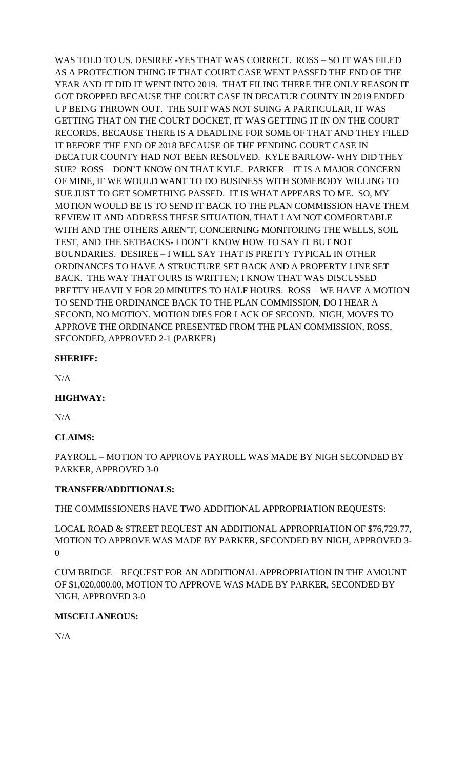WAS TOLD TO US. DESIREE -YES THAT WAS CORRECT. ROSS – SO IT WAS FILED AS A PROTECTION THING IF THAT COURT CASE WENT PASSED THE END OF THE YEAR AND IT DID IT WENT INTO 2019. THAT FILING THERE THE ONLY REASON IT GOT DROPPED BECAUSE THE COURT CASE IN DECATUR COUNTY IN 2019 ENDED UP BEING THROWN OUT. THE SUIT WAS NOT SUING A PARTICULAR, IT WAS GETTING THAT ON THE COURT DOCKET, IT WAS GETTING IT IN ON THE COURT RECORDS, BECAUSE THERE IS A DEADLINE FOR SOME OF THAT AND THEY FILED IT BEFORE THE END OF 2018 BECAUSE OF THE PENDING COURT CASE IN DECATUR COUNTY HAD NOT BEEN RESOLVED. KYLE BARLOW- WHY DID THEY SUE? ROSS – DON'T KNOW ON THAT KYLE. PARKER – IT IS A MAJOR CONCERN OF MINE, IF WE WOULD WANT TO DO BUSINESS WITH SOMEBODY WILLING TO SUE JUST TO GET SOMETHING PASSED. IT IS WHAT APPEARS TO ME. SO, MY MOTION WOULD BE IS TO SEND IT BACK TO THE PLAN COMMISSION HAVE THEM REVIEW IT AND ADDRESS THESE SITUATION, THAT I AM NOT COMFORTABLE WITH AND THE OTHERS AREN'T, CONCERNING MONITORING THE WELLS, SOIL TEST, AND THE SETBACKS- I DON'T KNOW HOW TO SAY IT BUT NOT BOUNDARIES. DESIREE – I WILL SAY THAT IS PRETTY TYPICAL IN OTHER ORDINANCES TO HAVE A STRUCTURE SET BACK AND A PROPERTY LINE SET BACK. THE WAY THAT OURS IS WRITTEN; I KNOW THAT WAS DISCUSSED PRETTY HEAVILY FOR 20 MINUTES TO HALF HOURS. ROSS – WE HAVE A MOTION TO SEND THE ORDINANCE BACK TO THE PLAN COMMISSION, DO I HEAR A SECOND, NO MOTION. MOTION DIES FOR LACK OF SECOND. NIGH, MOVES TO APPROVE THE ORDINANCE PRESENTED FROM THE PLAN COMMISSION, ROSS, SECONDED, APPROVED 2-1 (PARKER)

**SHERIFF:**

N/A

**HIGHWAY:**

N/A

**CLAIMS:**

PAYROLL – MOTION TO APPROVE PAYROLL WAS MADE BY NIGH SECONDED BY PARKER, APPROVED 3-0

**TRANSFER/ADDITIONALS:**

THE COMMISSIONERS HAVE TWO ADDITIONAL APPROPRIATION REQUESTS:

LOCAL ROAD & STREET REQUEST AN ADDITIONAL APPROPRIATION OF $76,729.77, MOTION TO APPROVE WAS MADE BY PARKER, SECONDED BY NIGH, APPROVED 3-0

CUM BRIDGE – REQUEST FOR AN ADDITIONAL APPROPRIATION IN THE AMOUNT OF $1,020,000.00, MOTION TO APPROVE WAS MADE BY PARKER, SECONDED BY NIGH, APPROVED 3-0

**MISCELLANEOUS:**

N/A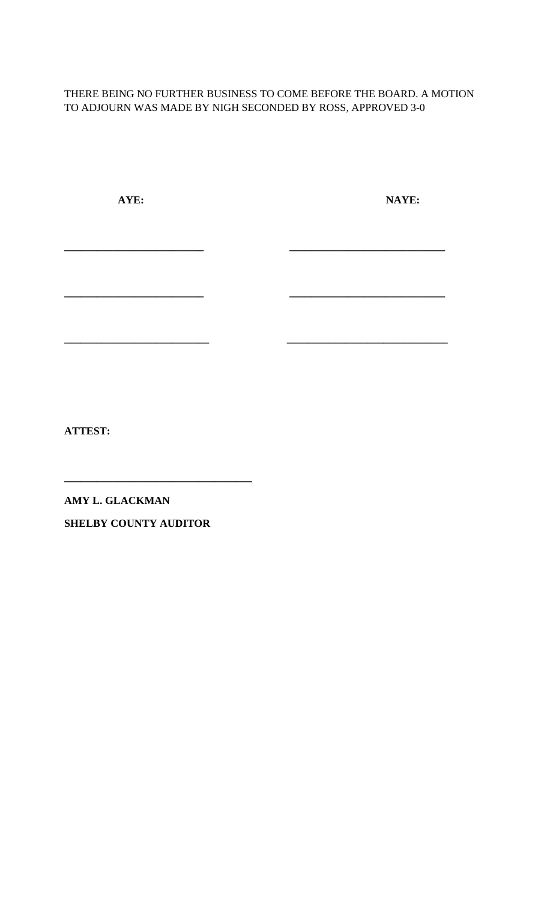THERE BEING NO FURTHER BUSINESS TO COME BEFORE THE BOARD. A MOTION TO ADJOURN WAS MADE BY NIGH SECONDED BY ROSS, APPROVED 3-0

| **AYE:** | **NAYE:** |
|---|---|
| ___________________________ | ______________________________ |
| ___________________________ | ______________________________ |
| ___________________________ | ______________________________ |

**ATTEST:**

____________________________________

**AMY L. GLACKMAN**

**SHELBY COUNTY AUDITOR**